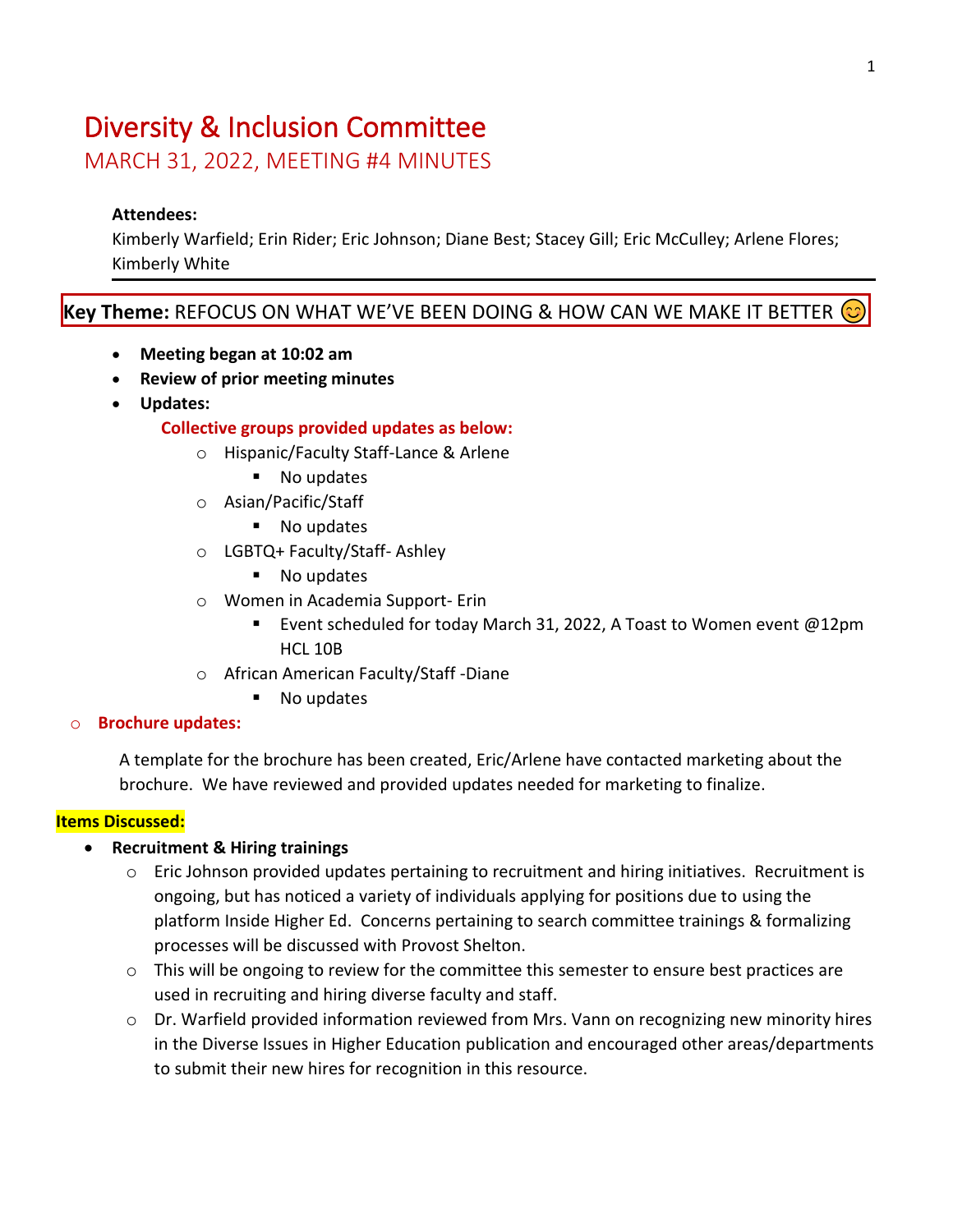# Diversity & Inclusion Committee

## MARCH 31, 2022, MEETING #4 MINUTES

**Attendees:**
Kimberly Warfield; Erin Rider; Eric Johnson; Diane Best; Stacey Gill; Eric McCulley; Arlene Flores; Kimberly White

---

**Key Theme:** REFOCUS ON WHAT WE'VE BEEN DOING & HOW CAN WE MAKE IT BETTER 😊

- **Meeting began at 10:02 am**
- **Review of prior meeting minutes**
- **Updates:**

  **Collective groups provided updates as below:**
  - Hispanic/Faculty Staff-Lance & Arlene
    - No updates
  - Asian/Pacific/Staff
    - No updates
  - LGBTQ+ Faculty/Staff- Ashley
    - No updates
  - Women in Academia Support- Erin
    - Event scheduled for today March 31, 2022, A Toast to Women event @12pm HCL 10B
  - African American Faculty/Staff -Diane
    - No updates

- **Brochure updates:**

  A template for the brochure has been created, Eric/Arlene have contacted marketing about the brochure. We have reviewed and provided updates needed for marketing to finalize.

**Items Discussed:**

- **Recruitment & Hiring trainings**
  - Eric Johnson provided updates pertaining to recruitment and hiring initiatives. Recruitment is ongoing, but has noticed a variety of individuals applying for positions due to using the platform Inside Higher Ed. Concerns pertaining to search committee trainings & formalizing processes will be discussed with Provost Shelton.
  - This will be ongoing to review for the committee this semester to ensure best practices are used in recruiting and hiring diverse faculty and staff.
  - Dr. Warfield provided information reviewed from Mrs. Vann on recognizing new minority hires in the Diverse Issues in Higher Education publication and encouraged other areas/departments to submit their new hires for recognition in this resource.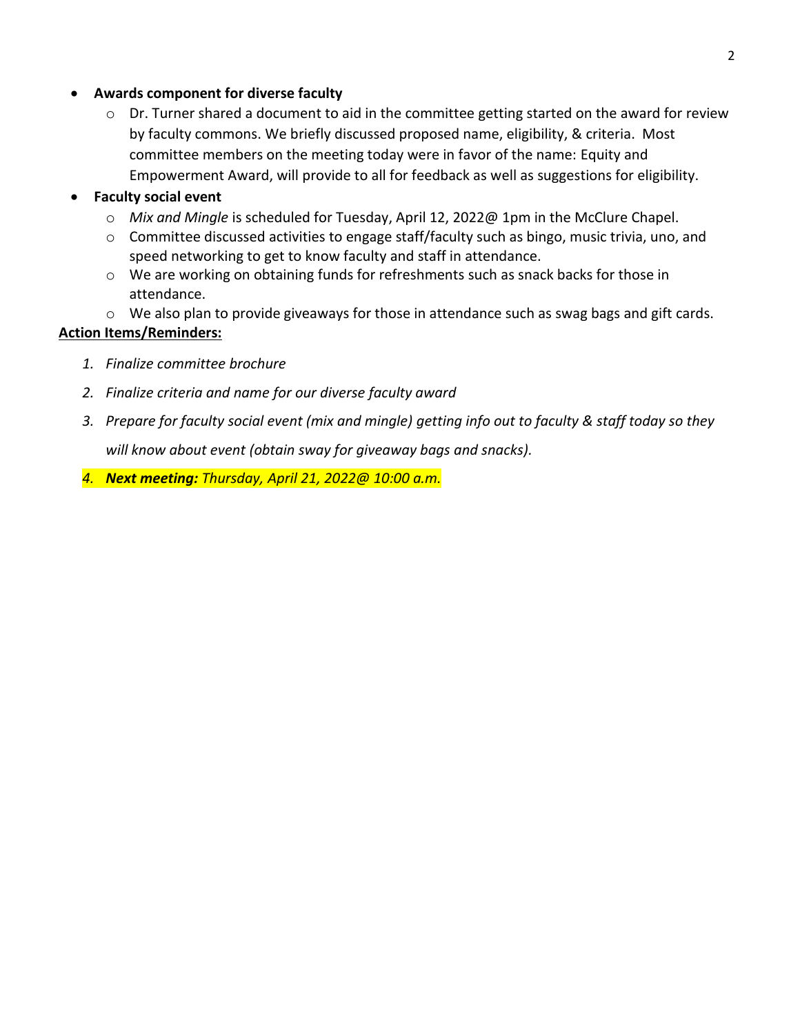- **Awards component for diverse faculty**
  - Dr. Turner shared a document to aid in the committee getting started on the award for review by faculty commons. We briefly discussed proposed name, eligibility, & criteria. Most committee members on the meeting today were in favor of the name: Equity and Empowerment Award, will provide to all for feedback as well as suggestions for eligibility.
- **Faculty social event**
  - *Mix and Mingle* is scheduled for Tuesday, April 12, 2022@ 1pm in the McClure Chapel.
  - Committee discussed activities to engage staff/faculty such as bingo, music trivia, uno, and speed networking to get to know faculty and staff in attendance.
  - We are working on obtaining funds for refreshments such as snack backs for those in attendance.
  - We also plan to provide giveaways for those in attendance such as swag bags and gift cards.

**Action Items/Reminders:**

1. *Finalize committee brochure*
2. *Finalize criteria and name for our diverse faculty award*
3. *Prepare for faculty social event (mix and mingle) getting info out to faculty & staff today so they will know about event (obtain sway for giveaway bags and snacks).*
4. ***Next meeting:** Thursday, April 21, 2022@ 10:00 a.m.*